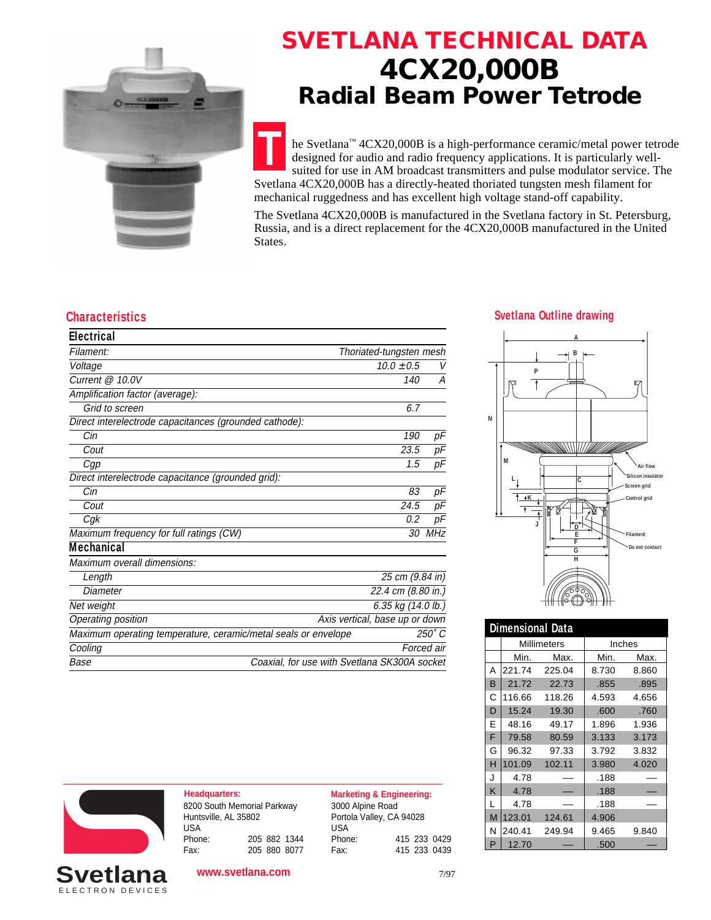# SVETLANA TECHNICAL DATA

# 4CX20,000B

## Radial Beam Power Tetrode

The Svetlana™ 4CX20,000B is a high-performance ceramic/metal power tetrode designed for audio and radio frequency applications. It is particularly well-suited for use in AM broadcast transmitters and pulse modulator service. The Svetlana 4CX20,000B has a directly-heated thoriated tungsten mesh filament for mechanical ruggedness and has excellent high voltage stand-off capability.

The Svetlana 4CX20,000B is manufactured in the Svetlana factory in St. Petersburg, Russia, and is a direct replacement for the 4CX20,000B manufactured in the United States.

## Characteristics

### Electrical

| | | |
|---|---|---|
| *Filament:* | *Thoriated-tungsten mesh* | |
| *Voltage* | *10.0 ±0.5* | *V* |
| *Current @ 10.0V* | *140* | *A* |
| *Amplification factor (average):* | | |
| *Grid to screen* | *6.7* | |
| *Direct interelectrode capacitances (grounded cathode):* | | |
| *Cin* | *190* | *pF* |
| *Cout* | *23.5* | *pF* |
| *Cgp* | *1.5* | *pF* |
| *Direct interelectrode capacitance (grounded grid):* | | |
| *Cin* | *83* | *pF* |
| *Cout* | *24.5* | *pF* |
| *Cgk* | *0.2* | *pF* |
| *Maximum frequency for full ratings (CW)* | *30* | *MHz* |

### Mechanical

| | |
|---|---|
| *Maximum overall dimensions:* | |
| *Length* | *25 cm (9.84 in)* |
| *Diameter* | *22.4 cm (8.80 in.)* |
| *Net weight* | *6.35 kg (14.0 lb.)* |
| *Operating position* | *Axis vertical, base up or down* |
| *Maximum operating temperature, ceramic/metal seals or envelope* | *250° C* |
| *Cooling* | *Forced air* |
| *Base* | *Coaxial, for use with Svetlana SK300A socket* |

## Svetlana Outline drawing

### Dimensional Data

| | Millimeters | | Inches | |
|---|---|---|---|---|
| | Min. | Max. | Min. | Max. |
| A | 221.74 | 225.04 | 8.730 | 8.860 |
| B | 21.72 | 22.73 | .855 | .895 |
| C | 116.66 | 118.26 | 4.593 | 4.656 |
| D | 15.24 | 19.30 | .600 | .760 |
| E | 48.16 | 49.17 | 1.896 | 1.936 |
| F | 79.58 | 80.59 | 3.133 | 3.173 |
| G | 96.32 | 97.33 | 3.792 | 3.832 |
| H | 101.09 | 102.11 | 3.980 | 4.020 |
| J | 4.78 | — | .188 | — |
| K | 4.78 | — | .188 | — |
| L | 4.78 | — | .188 | — |
| M | 123.01 | 124.61 | 4.906 | |
| N | 240.41 | 249.94 | 9.465 | 9.840 |
| P | 12.70 | — | .500 | — |

**Headquarters:**
8200 South Memorial Parkway
Huntsville, AL 35802
USA
Phone: 205 882 1344
Fax: 205 880 8077

**Marketing & Engineering:**
3000 Alpine Road
Portola Valley, CA 94028
USA
Phone: 415 233 0429
Fax: 415 233 0439

Svetlana ELECTRON DEVICES

www.svetlana.com

7/97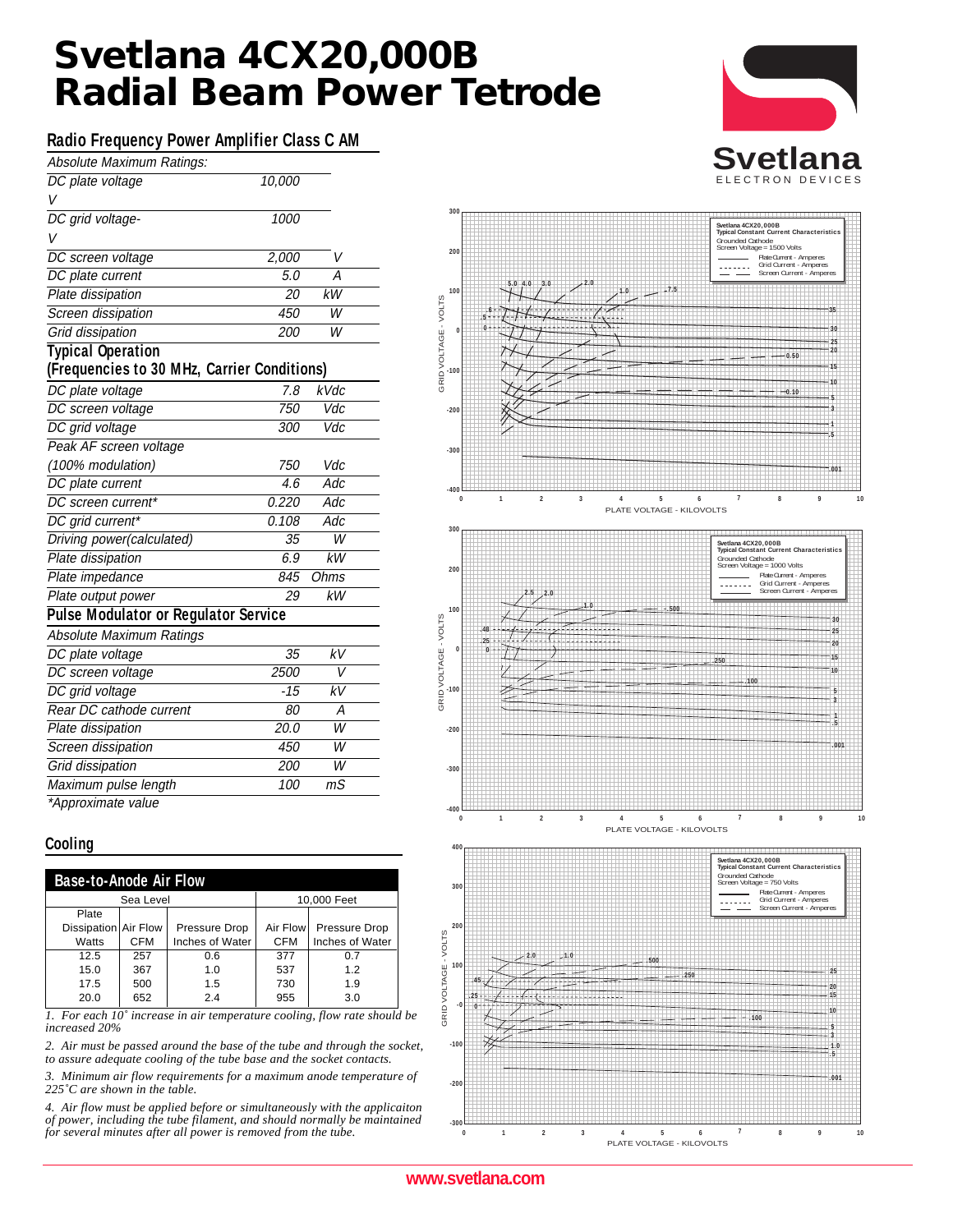# Svetlana 4CX20,000B Radial Beam Power Tetrode

## Radio Frequency Power Amplifier Class C AM

| | | |
|---|---|---|
| *Absolute Maximum Ratings:* | | |
| *DC plate voltage* | *10,000* | *V* |
| *DC grid voltage-* | *1000* | *V* |
| *DC screen voltage* | *2,000* | *V* |
| *DC plate current* | *5.0* | *A* |
| *Plate dissipation* | *20* | *kW* |
| *Screen dissipation* | *450* | *W* |
| *Grid dissipation* | *200* | *W* |

## Typical Operation (Frequencies to 30 MHz, Carrier Conditions)

| | | |
|---|---|---|
| *DC plate voltage* | *7.8* | *kVdc* |
| *DC screen voltage* | *750* | *Vdc* |
| *DC grid voltage* | *300* | *Vdc* |
| *Peak AF screen voltage (100% modulation)* | *750* | *Vdc* |
| *DC plate current* | *4.6* | *Adc* |
| *DC screen current** | *0.220* | *Adc* |
| *DC grid current** | *0.108* | *Adc* |
| *Driving power(calculated)* | *35* | *W* |
| *Plate dissipation* | *6.9* | *kW* |
| *Plate impedance* | *845* | *Ohms* |
| *Plate output power* | *29* | *kW* |

## Pulse Modulator or Regulator Service

| | | |
|---|---|---|
| *Absolute Maximum Ratings* | | |
| *DC plate voltage* | *35* | *kV* |
| *DC screen voltage* | *2500* | *V* |
| *DC grid voltage* | *-15* | *kV* |
| *Rear DC cathode current* | *80* | *A* |
| *Plate dissipation* | *20.0* | *W* |
| *Screen dissipation* | *450* | *W* |
| *Grid dissipation* | *200* | *W* |
| *Maximum pulse length* | *100* | *mS* |

*\*Approximate value*

## Cooling

**Base-to-Anode Air Flow**

| | Sea Level | | 10,000 Feet | |
|---|---|---|---|---|
| Plate Dissipation Watts | Air Flow CFM | Pressure Drop Inches of Water | Air Flow CFM | Pressure Drop Inches of Water |
| 12.5 | 257 | 0.6 | 377 | 0.7 |
| 15.0 | 367 | 1.0 | 537 | 1.2 |
| 17.5 | 500 | 1.5 | 730 | 1.9 |
| 20.0 | 652 | 2.4 | 955 | 3.0 |

*1. For each 10˚ increase in air temperature cooling, flow rate should be increased 20%*

*2. Air must be passed around the base of the tube and through the socket, to assure adequate cooling of the tube base and the socket contacts.*

*3. Minimum air flow requirements for a maximum anode temperature of 225˚C are shown in the table.*

*4. Air flow must be applied before or simultaneously with the applicaiton of power, including the tube filament, and should normally be maintained for several minutes after all power is removed from the tube.*

Svetlana 4CX20,000B
Typical Constant Current Characteristics
Grounded Cathode
Screen Voltage = 1500 Volts
Plate Current - Amperes
Grid Current - Amperes
Screen Current - Amperes
GRID VOLTAGE - VOLTS
PLATE VOLTAGE - KILOVOLTS

Svetlana 4CX20,000B
Typical Constant Current Characteristics
Grounded Cathode
Screen Voltage = 1000 Volts
Plate Current - Amperes
Grid Current - Amperes
Screen Current - Amperes
GRID VOLTAGE - VOLTS
PLATE VOLTAGE - KILOVOLTS

Svetlana 4CX20,000B
Typical Constant Current Characteristics
Grounded Cathode
Screen Voltage = 750 Volts
Plate Current - Amperes
Grid Current - Amperes
Screen Current - Amperes
GRID VOLTAGE - VOLTS
PLATE VOLTAGE - KILOVOLTS